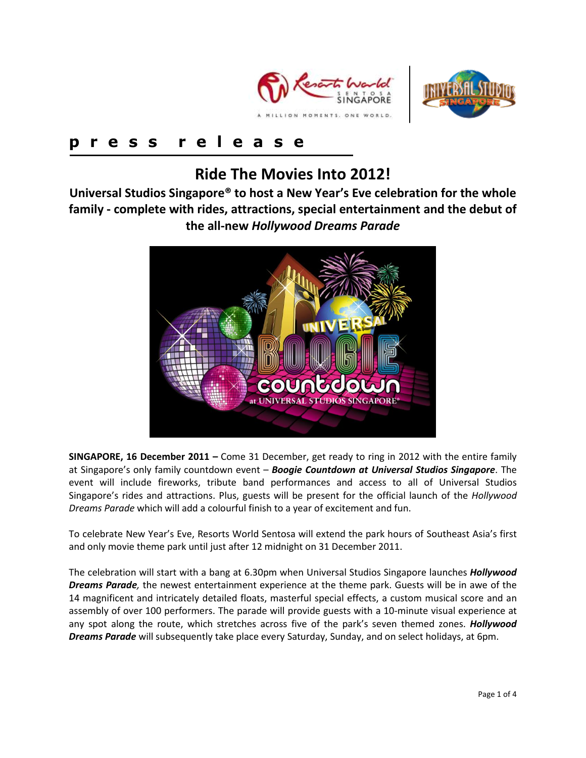# press release

## Ride The Movies Into 2012!

### Universal Studios Singapore® to host a New Year's Eve celebration for the whole family - complete with rides, attractions, special entertainment and the debut of the all-new *Hollywood Dreams Parade*

**SINGAPORE, 16 December 2011 –** Come 31 December, get ready to ring in 2012 with the entire family at Singapore's only family countdown event – ***Boogie Countdown at Universal Studios Singapore***. The event will include fireworks, tribute band performances and access to all of Universal Studios Singapore's rides and attractions. Plus, guests will be present for the official launch of the *Hollywood Dreams Parade* which will add a colourful finish to a year of excitement and fun.

To celebrate New Year's Eve, Resorts World Sentosa will extend the park hours of Southeast Asia's first and only movie theme park until just after 12 midnight on 31 December 2011.

The celebration will start with a bang at 6.30pm when Universal Studios Singapore launches ***Hollywood Dreams Parade,*** the newest entertainment experience at the theme park. Guests will be in awe of the 14 magnificent and intricately detailed floats, masterful special effects, a custom musical score and an assembly of over 100 performers. The parade will provide guests with a 10-minute visual experience at any spot along the route, which stretches across five of the park's seven themed zones. ***Hollywood Dreams Parade*** will subsequently take place every Saturday, Sunday, and on select holidays, at 6pm.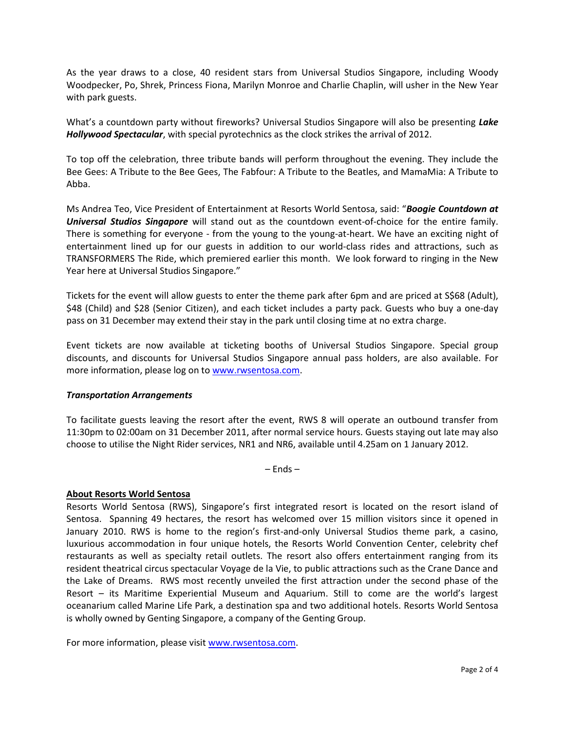As the year draws to a close, 40 resident stars from Universal Studios Singapore, including Woody Woodpecker, Po, Shrek, Princess Fiona, Marilyn Monroe and Charlie Chaplin, will usher in the New Year with park guests.

What's a countdown party without fireworks? Universal Studios Singapore will also be presenting ***Lake Hollywood Spectacular***, with special pyrotechnics as the clock strikes the arrival of 2012.

To top off the celebration, three tribute bands will perform throughout the evening. They include the Bee Gees: A Tribute to the Bee Gees, The Fabfour: A Tribute to the Beatles, and MamaMia: A Tribute to Abba.

Ms Andrea Teo, Vice President of Entertainment at Resorts World Sentosa, said: "***Boogie Countdown at Universal Studios Singapore*** will stand out as the countdown event-of-choice for the entire family. There is something for everyone - from the young to the young-at-heart. We have an exciting night of entertainment lined up for our guests in addition to our world-class rides and attractions, such as TRANSFORMERS The Ride, which premiered earlier this month. We look forward to ringing in the New Year here at Universal Studios Singapore."

Tickets for the event will allow guests to enter the theme park after 6pm and are priced at S$68 (Adult), $48 (Child) and $28 (Senior Citizen), and each ticket includes a party pack. Guests who buy a one-day pass on 31 December may extend their stay in the park until closing time at no extra charge.

Event tickets are now available at ticketing booths of Universal Studios Singapore. Special group discounts, and discounts for Universal Studios Singapore annual pass holders, are also available. For more information, please log on to [www.rwsentosa.com](http://www.rwsentosa.com).

***Transportation Arrangements***

To facilitate guests leaving the resort after the event, RWS 8 will operate an outbound transfer from 11:30pm to 02:00am on 31 December 2011, after normal service hours. Guests staying out late may also choose to utilise the Night Rider services, NR1 and NR6, available until 4.25am on 1 January 2012.

– Ends –

**About Resorts World Sentosa**

Resorts World Sentosa (RWS), Singapore's first integrated resort is located on the resort island of Sentosa. Spanning 49 hectares, the resort has welcomed over 15 million visitors since it opened in January 2010. RWS is home to the region's first-and-only Universal Studios theme park, a casino, luxurious accommodation in four unique hotels, the Resorts World Convention Center, celebrity chef restaurants as well as specialty retail outlets. The resort also offers entertainment ranging from its resident theatrical circus spectacular Voyage de la Vie, to public attractions such as the Crane Dance and the Lake of Dreams. RWS most recently unveiled the first attraction under the second phase of the Resort – its Maritime Experiential Museum and Aquarium. Still to come are the world's largest oceanarium called Marine Life Park, a destination spa and two additional hotels. Resorts World Sentosa is wholly owned by Genting Singapore, a company of the Genting Group.

For more information, please visit [www.rwsentosa.com](http://www.rwsentosa.com).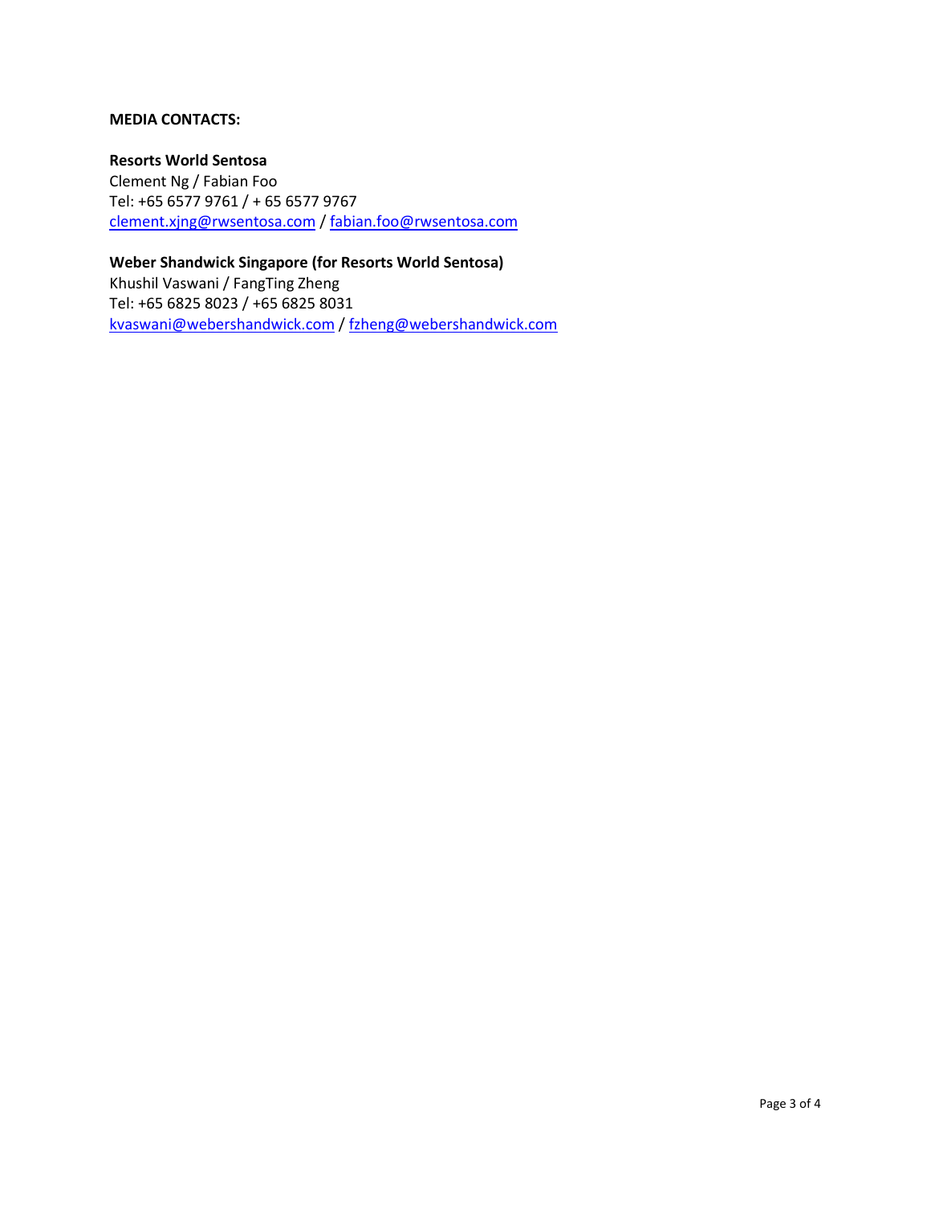**MEDIA CONTACTS:**

**Resorts World Sentosa**
Clement Ng / Fabian Foo
Tel: +65 6577 9761 / + 65 6577 9767
[clement.xjng@rwsentosa.com](mailto:clement.xjng@rwsentosa.com) / [fabian.foo@rwsentosa.com](mailto:fabian.foo@rwsentosa.com)

**Weber Shandwick Singapore (for Resorts World Sentosa)**
Khushil Vaswani / FangTing Zheng
Tel: +65 6825 8023 / +65 6825 8031
[kvaswani@webershandwick.com](mailto:kvaswani@webershandwick.com) / [fzheng@webershandwick.com](mailto:fzheng@webershandwick.com)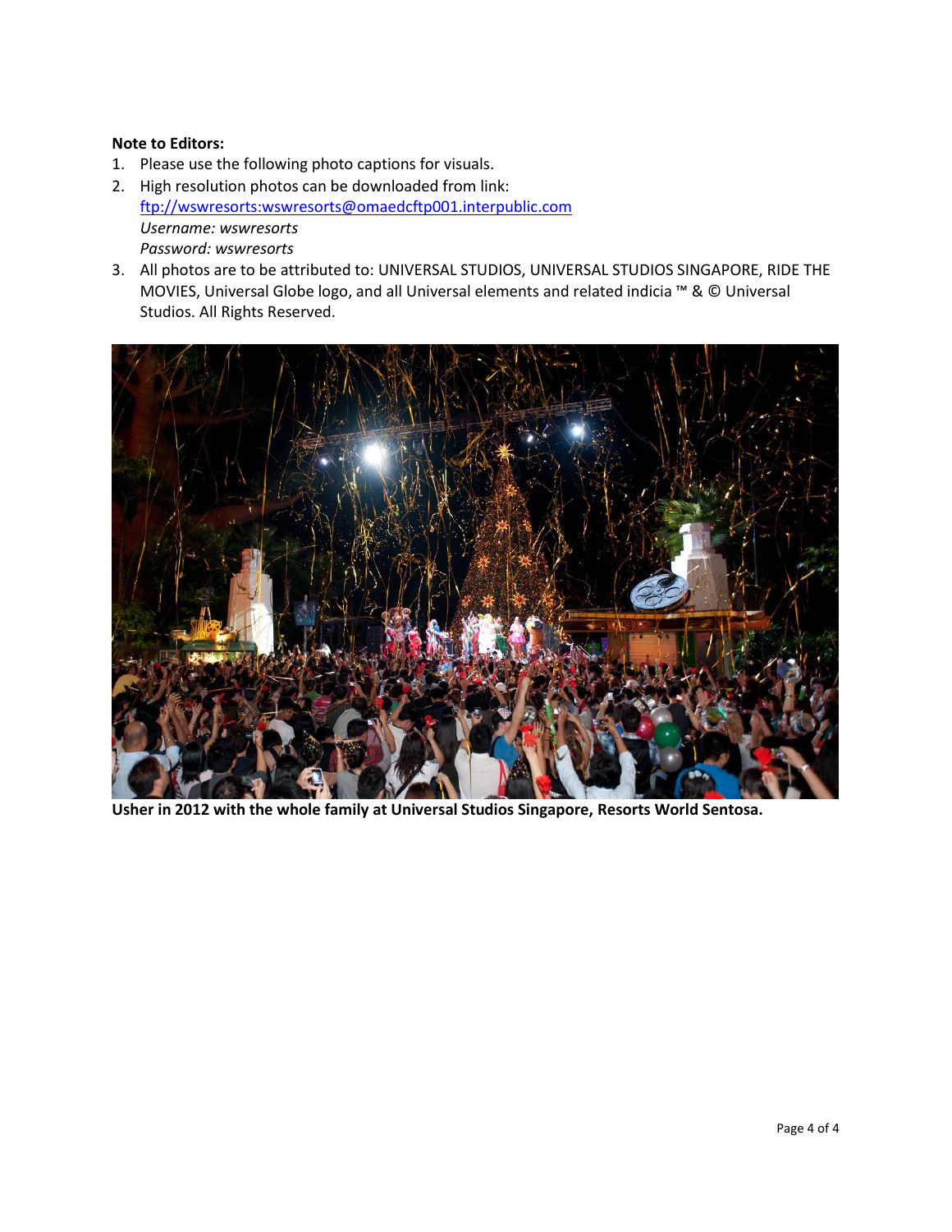**Note to Editors:**

1. Please use the following photo captions for visuals.
2. High resolution photos can be downloaded from link: [ftp://wswresorts:wswresorts@omaedcftp001.interpublic.com](ftp://wswresorts:wswresorts@omaedcftp001.interpublic.com)
   *Username: wswresorts*
   *Password: wswresorts*
3. All photos are to be attributed to: UNIVERSAL STUDIOS, UNIVERSAL STUDIOS SINGAPORE, RIDE THE MOVIES, Universal Globe logo, and all Universal elements and related indicia ™ & © Universal Studios. All Rights Reserved.

**Usher in 2012 with the whole family at Universal Studios Singapore, Resorts World Sentosa.**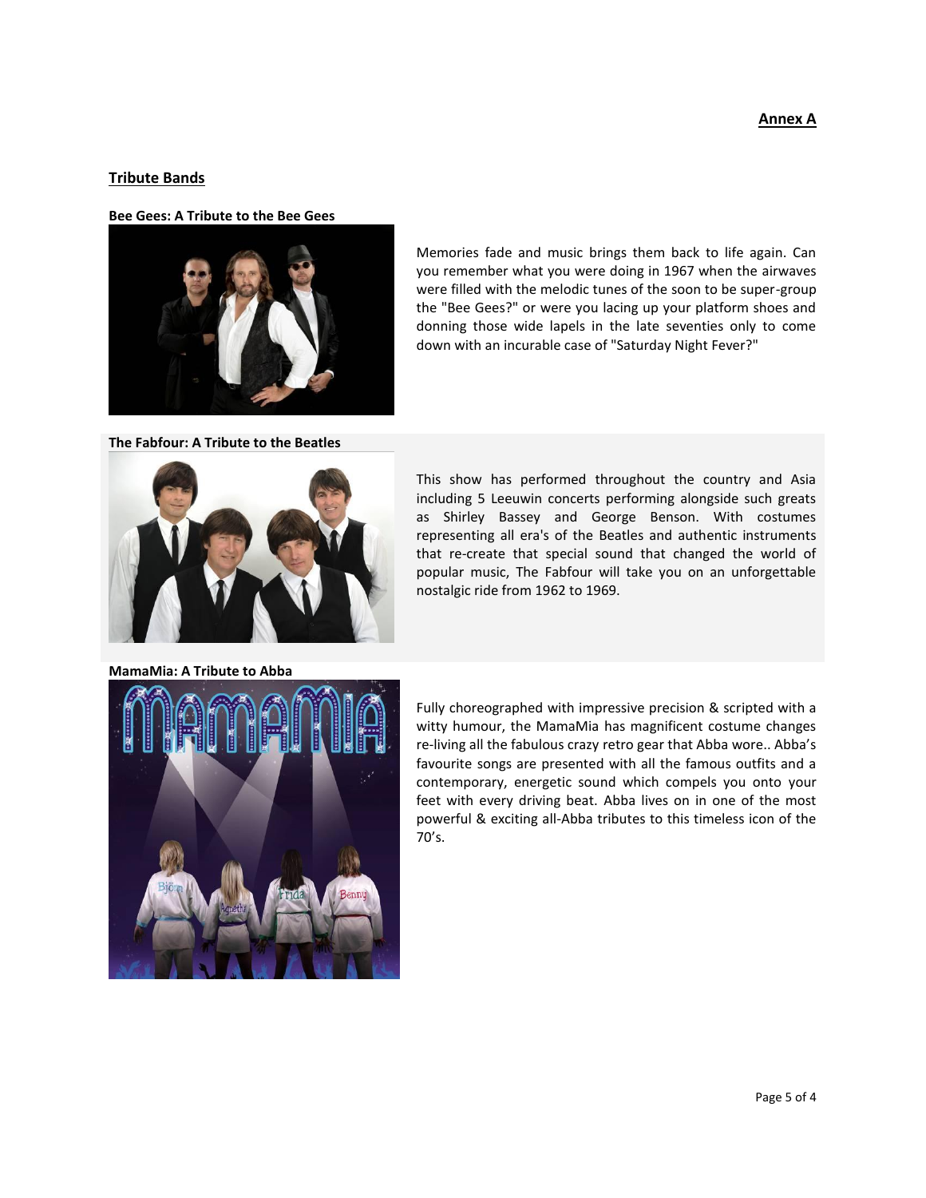**Annex A**

## Tribute Bands

**Bee Gees: A Tribute to the Bee Gees**

Memories fade and music brings them back to life again. Can you remember what you were doing in 1967 when the airwaves were filled with the melodic tunes of the soon to be super-group the "Bee Gees?" or were you lacing up your platform shoes and donning those wide lapels in the late seventies only to come down with an incurable case of "Saturday Night Fever?"

**The Fabfour: A Tribute to the Beatles**

This show has performed throughout the country and Asia including 5 Leeuwin concerts performing alongside such greats as Shirley Bassey and George Benson. With costumes representing all era's of the Beatles and authentic instruments that re-create that special sound that changed the world of popular music, The Fabfour will take you on an unforgettable nostalgic ride from 1962 to 1969.

**MamaMia: A Tribute to Abba**

Fully choreographed with impressive precision & scripted with a witty humour, the MamaMia has magnificent costume changes re-living all the fabulous crazy retro gear that Abba wore.. Abba's favourite songs are presented with all the famous outfits and a contemporary, energetic sound which compels you onto your feet with every driving beat. Abba lives on in one of the most powerful & exciting all-Abba tributes to this timeless icon of the 70's.